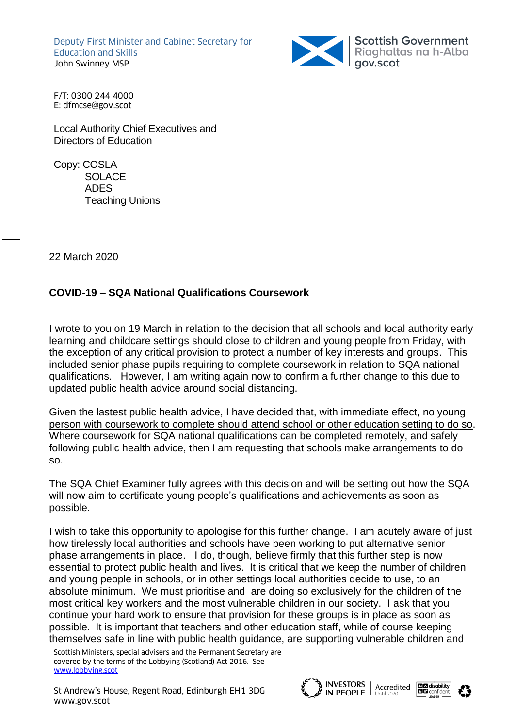Deputy First Minister and Cabinet Secretary for Education and Skills
John Swinney MSP

Scottish Government
Riaghaltas na h-Alba
gov.scot

F/T: 0300 244 4000
E: dfmcse@gov.scot

Local Authority Chief Executives and
Directors of Education

Copy: COSLA
SOLACE
ADES
Teaching Unions

22 March 2020

**COVID-19 – SQA National Qualifications Coursework**

I wrote to you on 19 March in relation to the decision that all schools and local authority early learning and childcare settings should close to children and young people from Friday, with the exception of any critical provision to protect a number of key interests and groups. This included senior phase pupils requiring to complete coursework in relation to SQA national qualifications. However, I am writing again now to confirm a further change to this due to updated public health advice around social distancing.

Given the lastest public health advice, I have decided that, with immediate effect, <u>no young person with coursework to complete should attend school or other education setting to do so</u>. Where coursework for SQA national qualifications can be completed remotely, and safely following public health advice, then I am requesting that schools make arrangements to do so.

The SQA Chief Examiner fully agrees with this decision and will be setting out how the SQA will now aim to certificate young people's qualifications and achievements as soon as possible.

I wish to take this opportunity to apologise for this further change. I am acutely aware of just how tirelessly local authorities and schools have been working to put alternative senior phase arrangements in place. I do, though, believe firmly that this further step is now essential to protect public health and lives. It is critical that we keep the number of children and young people in schools, or in other settings local authorities decide to use, to an absolute minimum. We must prioritise and are doing so exclusively for the children of the most critical key workers and the most vulnerable children in our society. I ask that you continue your hard work to ensure that provision for these groups is in place as soon as possible. It is important that teachers and other education staff, while of course keeping themselves safe in line with public health guidance, are supporting vulnerable children and

Scottish Ministers, special advisers and the Permanent Secretary are covered by the terms of the Lobbying (Scotland) Act 2016. See www.lobbying.scot

St Andrew's House, Regent Road, Edinburgh EH1 3DG
www.gov.scot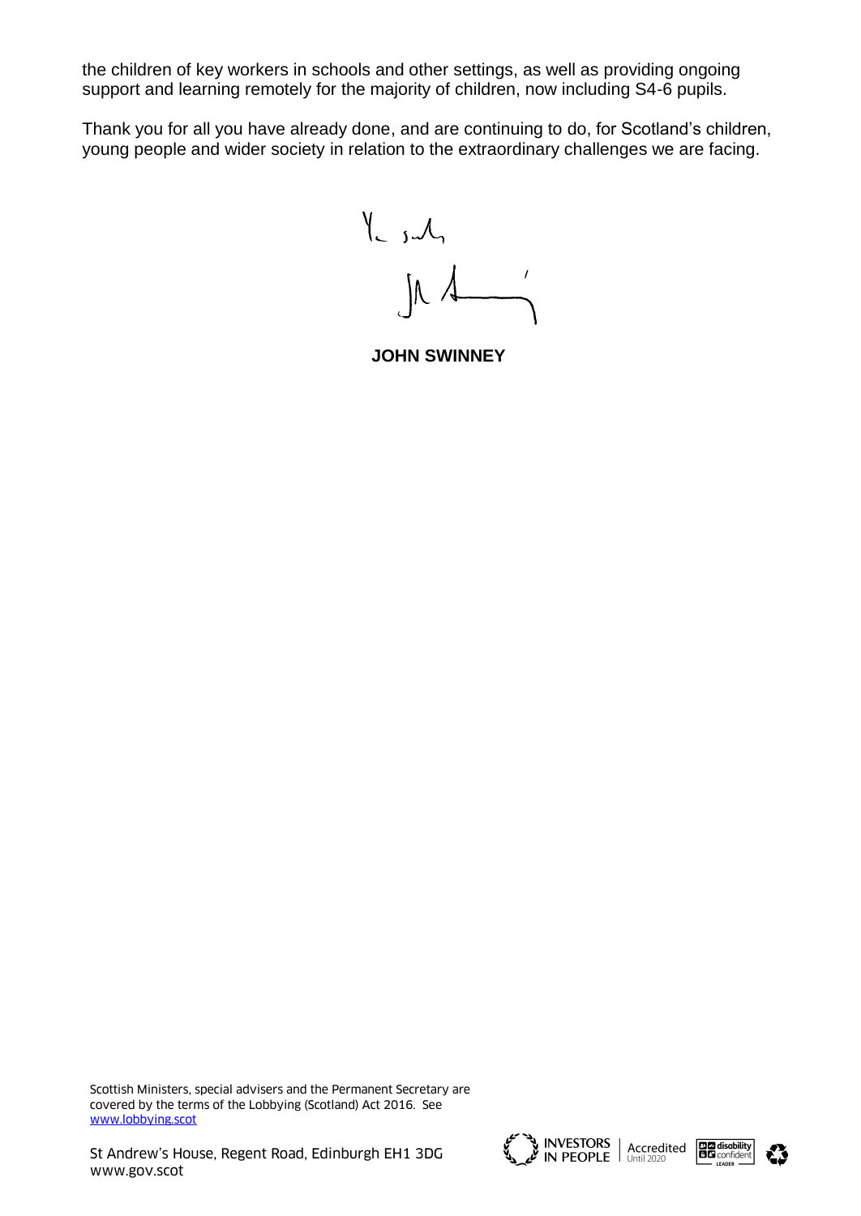the children of key workers in schools and other settings, as well as providing ongoing support and learning remotely for the majority of children, now including S4-6 pupils.

Thank you for all you have already done, and are continuing to do, for Scotland's children, young people and wider society in relation to the extraordinary challenges we are facing.

**JOHN SWINNEY**

Scottish Ministers, special advisers and the Permanent Secretary are covered by the terms of the Lobbying (Scotland) Act 2016. See www.lobbying.scot

St Andrew's House, Regent Road, Edinburgh EH1 3DG
www.gov.scot

INVESTORS IN PEOPLE | Accredited Until 2020

disability confident LEADER